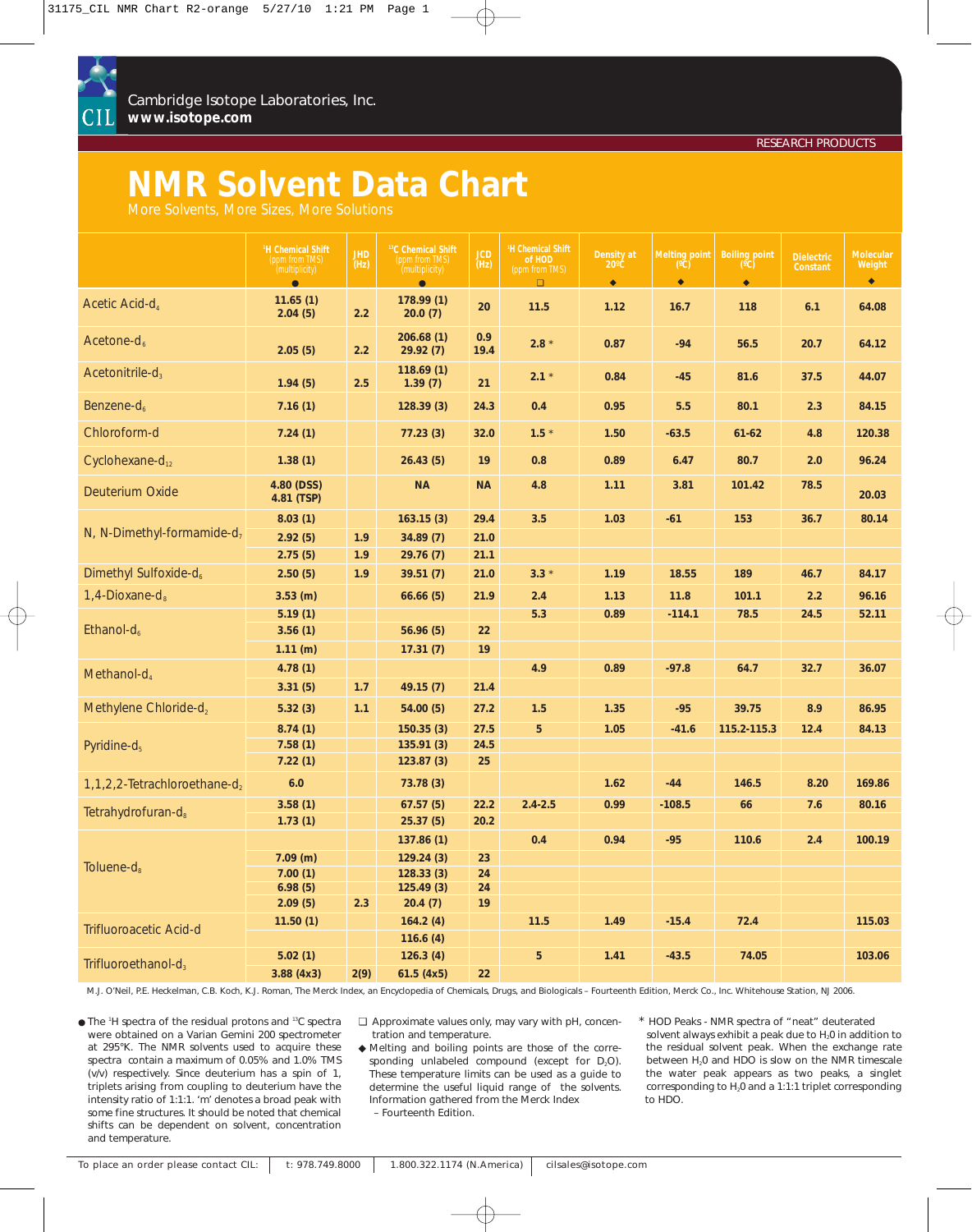Cambridge Isotope Laboratories, Inc.
**www.isotope.com**

RESEARCH PRODUCTS

# NMR Solvent Data Chart

More Solvents, More Sizes, More Solutions

| | $^{1}H$ Chemical Shift (ppm from TMS) (multiplicity) ● | JHD (Hz) | $^{13}C$ Chemical Shift (ppm from TMS) (multiplicity) ● | JCD (Hz) | $^{1}H$ Chemical Shift of HOD (ppm from TMS) ❑ | Density at 20ºC ◆ | Melting point (ºC) ◆ | Boiling point (ºC) ◆ | Dielectric Constant | Molecular Weight ◆ |
|---|---|---|---|---|---|---|---|---|---|---|
| Acetic Acid-$d_4$ | 11.65 (1) | | 178.99 (1) | | 11.5 | 1.12 | 16.7 | 118 | 6.1 | 64.08 |
| | 2.04 (5) | 2.2 | 20.0 (7) | 20 | | | | | | |
| Acetone-$d_6$ | | | 206.68 (1) | 0.9 | 2.8 * | 0.87 | -94 | 56.5 | 20.7 | 64.12 |
| | 2.05 (5) | 2.2 | 29.92 (7) | 19.4 | | | | | | |
| Acetonitrile-$d_3$ | | | 118.69 (1) | | 2.1 * | 0.84 | -45 | 81.6 | 37.5 | 44.07 |
| | 1.94 (5) | 2.5 | 1.39 (7) | 21 | | | | | | |
| Benzene-$d_6$ | 7.16 (1) | | 128.39 (3) | 24.3 | 0.4 | 0.95 | 5.5 | 80.1 | 2.3 | 84.15 |
| Chloroform-d | 7.24 (1) | | 77.23 (3) | 32.0 | 1.5 * | 1.50 | -63.5 | 61-62 | 4.8 | 120.38 |
| Cyclohexane-$d_{12}$ | 1.38 (1) | | 26.43 (5) | 19 | 0.8 | 0.89 | 6.47 | 80.7 | 2.0 | 96.24 |
| Deuterium Oxide | 4.80 (DSS) | | NA | NA | 4.8 | 1.11 | 3.81 | 101.42 | 78.5 | |
| | 4.81 (TSP) | | | | | | | | | 20.03 |
| N, N-Dimethyl-formamide-$d_7$ | 8.03 (1) | | 163.15 (3) | 29.4 | 3.5 | 1.03 | -61 | 153 | 36.7 | 80.14 |
| | 2.92 (5) | 1.9 | 34.89 (7) | 21.0 | | | | | | |
| | 2.75 (5) | 1.9 | 29.76 (7) | 21.1 | | | | | | |
| Dimethyl Sulfoxide-$d_6$ | 2.50 (5) | 1.9 | 39.51 (7) | 21.0 | 3.3 * | 1.19 | 18.55 | 189 | 46.7 | 84.17 |
| 1,4-Dioxane-$d_8$ | 3.53 (m) | | 66.66 (5) | 21.9 | 2.4 | 1.13 | 11.8 | 101.1 | 2.2 | 96.16 |
| Ethanol-$d_6$ | 5.19 (1) | | | | 5.3 | 0.89 | -114.1 | 78.5 | 24.5 | 52.11 |
| | 3.56 (1) | | 56.96 (5) | 22 | | | | | | |
| | 1.11 (m) | | 17.31 (7) | 19 | | | | | | |
| Methanol-$d_4$ | 4.78 (1) | | | | 4.9 | 0.89 | -97.8 | 64.7 | 32.7 | 36.07 |
| | 3.31 (5) | 1.7 | 49.15 (7) | 21.4 | | | | | | |
| Methylene Chloride-$d_2$ | 5.32 (3) | 1.1 | 54.00 (5) | 27.2 | 1.5 | 1.35 | -95 | 39.75 | 8.9 | 86.95 |
| Pyridine-$d_5$ | 8.74 (1) | | 150.35 (3) | 27.5 | 5 | 1.05 | -41.6 | 115.2-115.3 | 12.4 | 84.13 |
| | 7.58 (1) | | 135.91 (3) | 24.5 | | | | | | |
| | 7.22 (1) | | 123.87 (3) | 25 | | | | | | |
| 1,1,2,2-Tetrachloroethane-$d_2$ | 6.0 | | 73.78 (3) | | | 1.62 | -44 | 146.5 | 8.20 | 169.86 |
| Tetrahydrofuran-$d_8$ | 3.58 (1) | | 67.57 (5) | 22.2 | 2.4-2.5 | 0.99 | -108.5 | 66 | 7.6 | 80.16 |
| | 1.73 (1) | | 25.37 (5) | 20.2 | | | | | | |
| Toluene-$d_8$ | | | 137.86 (1) | | 0.4 | 0.94 | -95 | 110.6 | 2.4 | 100.19 |
| | 7.09 (m) | | 129.24 (3) | 23 | | | | | | |
| | 7.00 (1) | | 128.33 (3) | 24 | | | | | | |
| | 6.98 (5) | | 125.49 (3) | 24 | | | | | | |
| | 2.09 (5) | 2.3 | 20.4 (7) | 19 | | | | | | |
| Trifluoroacetic Acid-d | 11.50 (1) | | 164.2 (4) | | 11.5 | 1.49 | -15.4 | 72.4 | | 115.03 |
| | | | 116.6 (4) | | | | | | | |
| Trifluoroethanol-$d_3$ | 5.02 (1) | | 126.3 (4) | | 5 | 1.41 | -43.5 | 74.05 | | 103.06 |
| | 3.88 (4x3) | 2(9) | 61.5 (4x5) | 22 | | | | | | |

M.J. O'Neil, P.E. Heckelman, C.B. Koch, K.J. Roman, The Merck Index, an Encyclopedia of Chemicals, Drugs, and Biologicals – Fourteenth Edition, Merck Co., Inc. Whitehouse Station, NJ 2006.

● The $^{1}H$ spectra of the residual protons and $^{13}C$ spectra were obtained on a Varian Gemini 200 spectrometer at 295ºK. The NMR solvents used to acquire these spectra contain a maximum of 0.05% and 1.0% TMS (v/v) respectively. Since deuterium has a spin of 1, triplets arising from coupling to deuterium have the intensity ratio of 1:1:1. 'm' denotes a broad peak with some fine structures. It should be noted that chemical shifts can be dependent on solvent, concentration and temperature.

❑ Approximate values only, may vary with pH, concentration and temperature.

◆ Melting and boiling points are those of the corresponding unlabeled compound (except for $D_2O$). These temperature limits can be used as a guide to determine the useful liquid range of the solvents. Information gathered from the Merck Index – Fourteenth Edition.

\* HOD Peaks - NMR spectra of "neat" deuterated solvent always exhibit a peak due to $H_2O$ in addition to the residual solvent peak. When the exchange rate between $H_2O$ and HDO is slow on the NMR timescale the water peak appears as two peaks, a singlet corresponding to $H_2O$ and a 1:1:1 triplet corresponding to HDO.

To place an order please contact CIL: | t: 978.749.8000 | 1.800.322.1174 (N.America) | cilsales@isotope.com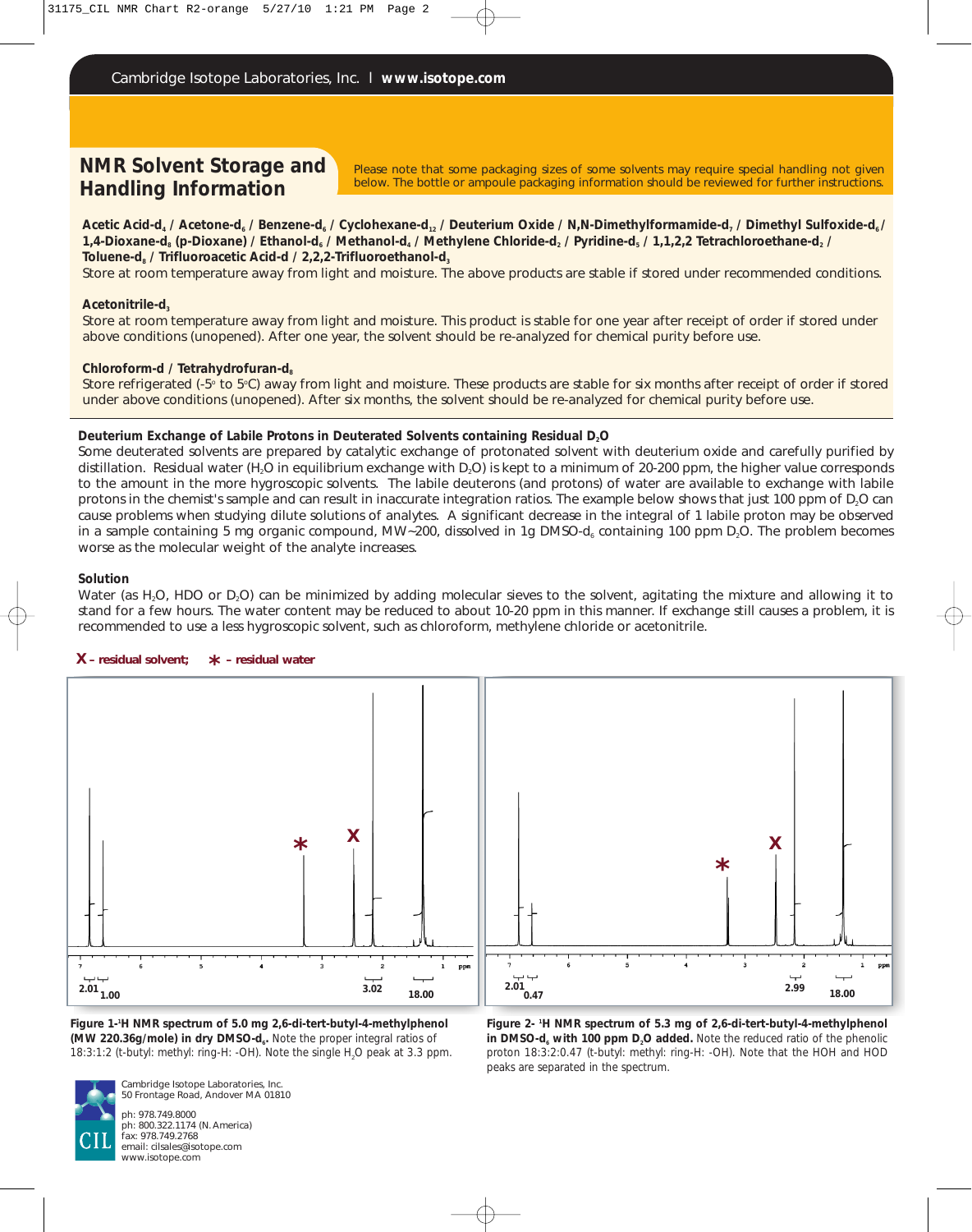## NMR Solvent Storage and Handling Information

Please note that some packaging sizes of some solvents may require special handling not given below. The bottle or ampoule packaging information should be reviewed for further instructions.

**Acetic Acid-$d_4$ / Acetone-$d_6$ / Benzene-$d_6$ / Cyclohexane-$d_{12}$ / Deuterium Oxide / N,N-Dimethylformamide-$d_7$ / Dimethyl Sulfoxide-$d_6$ / 1,4-Dioxane-$d_8$ (p-Dioxane) / Ethanol-$d_6$ / Methanol-$d_4$ / Methylene Chloride-$d_2$ / Pyridine-$d_5$ / 1,1,2,2 Tetrachloroethane-$d_2$ / Toluene-$d_8$ / Trifluoroacetic Acid-d / 2,2,2-Trifluoroethanol-$d_3$**

Store at room temperature away from light and moisture. The above products are stable if stored under recommended conditions.

**Acetonitrile-$d_3$**

Store at room temperature away from light and moisture. This product is stable for one year after receipt of order if stored under above conditions (unopened). After one year, the solvent should be re-analyzed for chemical purity before use.

**Chloroform-d / Tetrahydrofuran-$d_8$**

Store refrigerated (-5° to 5°C) away from light and moisture. These products are stable for six months after receipt of order if stored under above conditions (unopened). After six months, the solvent should be re-analyzed for chemical purity before use.

**Deuterium Exchange of Labile Protons in Deuterated Solvents containing Residual $D_2O$**

Some deuterated solvents are prepared by catalytic exchange of protonated solvent with deuterium oxide and carefully purified by distillation. Residual water ($H_2O$ in equilibrium exchange with $D_2O$) is kept to a minimum of 20-200 ppm, the higher value corresponds to the amount in the more hygroscopic solvents. The labile deuterons (and protons) of water are available to exchange with labile protons in the chemist's sample and can result in inaccurate integration ratios. The example below shows that just 100 ppm of $D_2O$ can cause problems when studying dilute solutions of analytes. A significant decrease in the integral of 1 labile proton may be observed in a sample containing 5 mg organic compound, MW~200, dissolved in 1g DMSO-$d_6$ containing 100 ppm $D_2O$. The problem becomes worse as the molecular weight of the analyte increases.

**Solution**

Water (as $H_2O$, HDO or $D_2O$) can be minimized by adding molecular sieves to the solvent, agitating the mixture and allowing it to stand for a few hours. The water content may be reduced to about 10-20 ppm in this manner. If exchange still causes a problem, it is recommended to use a less hygroscopic solvent, such as chloroform, methylene chloride or acetonitrile.

X – residual solvent; * – residual water

7 6 5 4 3 2 1 ppm
2.01 1.00 3.02 18.00

**Figure 1- $^1$H NMR spectrum of 5.0 mg 2,6-di-tert-butyl-4-methylphenol (MW 220.36g/mole) in dry DMSO-$d_6$.** Note the proper integral ratios of 18:3:1:2 (t-butyl: methyl: ring-H: -OH). Note the single $H_2O$ peak at 3.3 ppm.

7 6 5 4 3 2 1 ppm
2.01 0.47 2.99 18.00

**Figure 2- $^1$H NMR spectrum of 5.3 mg of 2,6-di-tert-butyl-4-methylphenol in DMSO-$d_6$ with 100 ppm $D_2O$ added.** Note the reduced ratio of the phenolic proton 18:3:2:0.47 (t-butyl: methyl: ring-H: -OH). Note that the HOH and HOD peaks are separated in the spectrum.

Cambridge Isotope Laboratories, Inc.
50 Frontage Road, Andover MA 01810

ph: 978.749.8000
ph: 800.322.1174 (N. America)
fax: 978.749.2768
email: cilsales@isotope.com
www.isotope.com